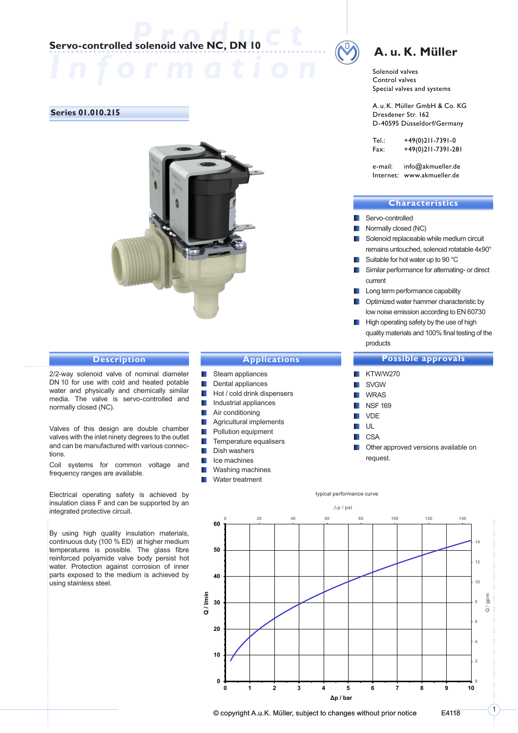# Servo-controlled solenoid valve NC, DN 10

Product Information

**Series 01.010.215**

## A. u. K. Müller

Solenoid valves
Control valves
Special valves and systems

A. u. K. Müller GmbH & Co. KG
Dresdener Str. 162
D-40595 Düsseldorf/Germany

Tel.: +49(0)211-7391-0
Fax: +49(0)211-7391-281

e-mail: info@akmueller.de
Internet: www.akmueller.de

## Characteristics

- Servo-controlled
- Normally closed (NC)
- Solenoid replaceable while medium circuit remains untouched, solenoid rotatable 4x90°
- Suitable for hot water up to 90 °C
- Similar performance for alternating- or direct current
- Long term performance capability
- Optimized water hammer characteristic by low noise emission according to EN 60730
- High operating safety by the use of high quality materials and 100% final testing of the products

## Description

2/2-way solenoid valve of nominal diameter DN 10 for use with cold and heated potable water and physically and chemically similar media. The valve is servo-controlled and normally closed (NC).

Valves of this design are double chamber valves with the inlet ninety degrees to the outlet and can be manufactured with various connections.

Coil systems for common voltage and frequency ranges are available.

Electrical operating safety is achieved by insulation class F and can be supported by an integrated protective circuit.

By using high quality insulation materials, continuous duty (100 % ED) at higher medium temperatures is possible. The glass fibre reinforced polyamide valve body persist hot water. Protection against corrosion of inner parts exposed to the medium is achieved by using stainless steel.

## Applications

- Steam appliances
- Dental appliances
- Hot / cold drink dispensers
- Industrial appliances
- Air conditioning
- Agricultural implements
- Pollution equipment
- Temperature equalisers
- Dish washers
- Ice machines
- Washing machines
- Water treatment

## Possible approvals

- KTW/W270
- SVGW
- WRAS
- NSF 169
- VDE
- UL
- CSA
- Other approved versions available on request.

typical performance curve

(Chart: Q / l/min (0–60) and Q / gpm (0–14) versus Δp / bar (0–10) and Δp / psi (0–140))

© copyright A.u.K. Müller, subject to changes without prior notice E4118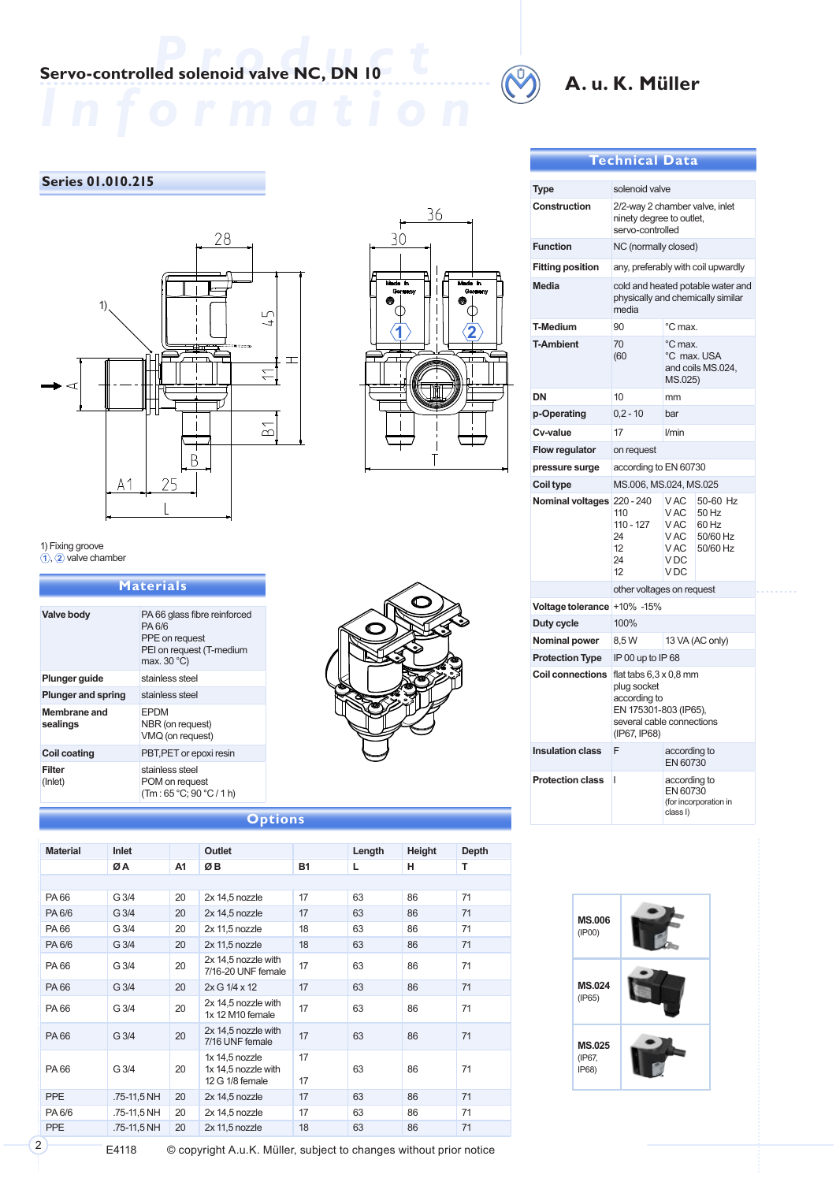# Servo-controlled solenoid valve NC, DN 10

**A. u. K. Müller**

## Series 01.010.215

28
36
30
45
11
B1
H
A
B
A1
25
L
T

1) Fixing groove
①, ② valve chamber

## Materials

| | |
|---|---|
| **Valve body** | PA 66 glass fibre reinforced<br>PA 6/6<br>PPE on request<br>PEI on request (T-medium max. 30 °C) |
| **Plunger guide** | stainless steel |
| **Plunger and spring** | stainless steel |
| **Membrane and sealings** | EPDM<br>NBR (on request)<br>VMQ (on request) |
| **Coil coating** | PBT,PET or epoxi resin |
| **Filter** (Inlet) | stainless steel<br>POM on request<br>(Tm : 65 °C; 90 °C / 1 h) |

## Technical Data

| | | |
|---|---|---|
| **Type** | solenoid valve | |
| **Construction** | 2/2-way 2 chamber valve, inlet ninety degree to outlet, servo-controlled | |
| **Function** | NC (normally closed) | |
| **Fitting position** | any, preferably with coil upwardly | |
| **Media** | cold and heated potable water and physically and chemically similar media | |
| **T-Medium** | 90 | °C max. |
| **T-Ambient** | 70<br>(60 | °C max.<br>°C max. USA and coils MS.024, MS.025) |
| **DN** | 10 | mm |
| **p-Operating** | 0,2 - 10 | bar |
| **Cv-value** | 17 | l/min |
| **Flow regulator** | on request | |
| **pressure surge** | according to EN 60730 | |
| **Coil type** | MS.006, MS.024, MS.025 | |
| **Nominal voltages** | 220 - 240 V AC 50-60 Hz<br>110 V AC 50 Hz<br>110 - 127 V AC 60 Hz<br>24 V AC 50/60 Hz<br>12 V AC 50/60 Hz<br>24 V DC<br>12 V DC | |
| | other voltages on request | |
| **Voltage tolerance** | +10% -15% | |
| **Duty cycle** | 100% | |
| **Nominal power** | 8,5 W | 13 VA (AC only) |
| **Protection Type** | IP 00 up to IP 68 | |
| **Coil connections** | flat tabs 6,3 x 0,8 mm plug socket according to EN 175301-803 (IP65), several cable connections (IP67, IP68) | |
| **Insulation class** | F | according to EN 60730 |
| **Protection class** | I | according to EN 60730 (for incorporation in class I) |

## Options

| Material | Inlet | | Outlet | | Length | Height | Depth |
|---|---|---|---|---|---|---|---|
| | Ø A | A1 | Ø B | B1 | L | H | T |
| PA 66 | G 3/4 | 20 | 2x 14,5 nozzle | 17 | 63 | 86 | 71 |
| PA 6/6 | G 3/4 | 20 | 2x 14,5 nozzle | 17 | 63 | 86 | 71 |
| PA 66 | G 3/4 | 20 | 2x 11,5 nozzle | 18 | 63 | 86 | 71 |
| PA 6/6 | G 3/4 | 20 | 2x 11,5 nozzle | 18 | 63 | 86 | 71 |
| PA 66 | G 3/4 | 20 | 2x 14,5 nozzle with 7/16-20 UNF female | 17 | 63 | 86 | 71 |
| PA 66 | G 3/4 | 20 | 2x G 1/4 x 12 | 17 | 63 | 86 | 71 |
| PA 66 | G 3/4 | 20 | 2x 14,5 nozzle with 1x 12 M10 female | 17 | 63 | 86 | 71 |
| PA 66 | G 3/4 | 20 | 2x 14,5 nozzle with 7/16 UNF female | 17 | 63 | 86 | 71 |
| PA 66 | G 3/4 | 20 | 1x 14,5 nozzle<br>1x 14,5 nozzle with 12 G 1/8 female | 17<br>17 | 63 | 86 | 71 |
| PPE | .75-11,5 NH | 20 | 2x 14,5 nozzle | 17 | 63 | 86 | 71 |
| PA 6/6 | .75-11,5 NH | 20 | 2x 14,5 nozzle | 17 | 63 | 86 | 71 |
| PPE | .75-11,5 NH | 20 | 2x 11,5 nozzle | 18 | 63 | 86 | 71 |

**MS.006** (IP00)

**MS.024** (IP65)

**MS.025** (IP67, IP68)

E4118 © copyright A.u.K. Müller, subject to changes without prior notice